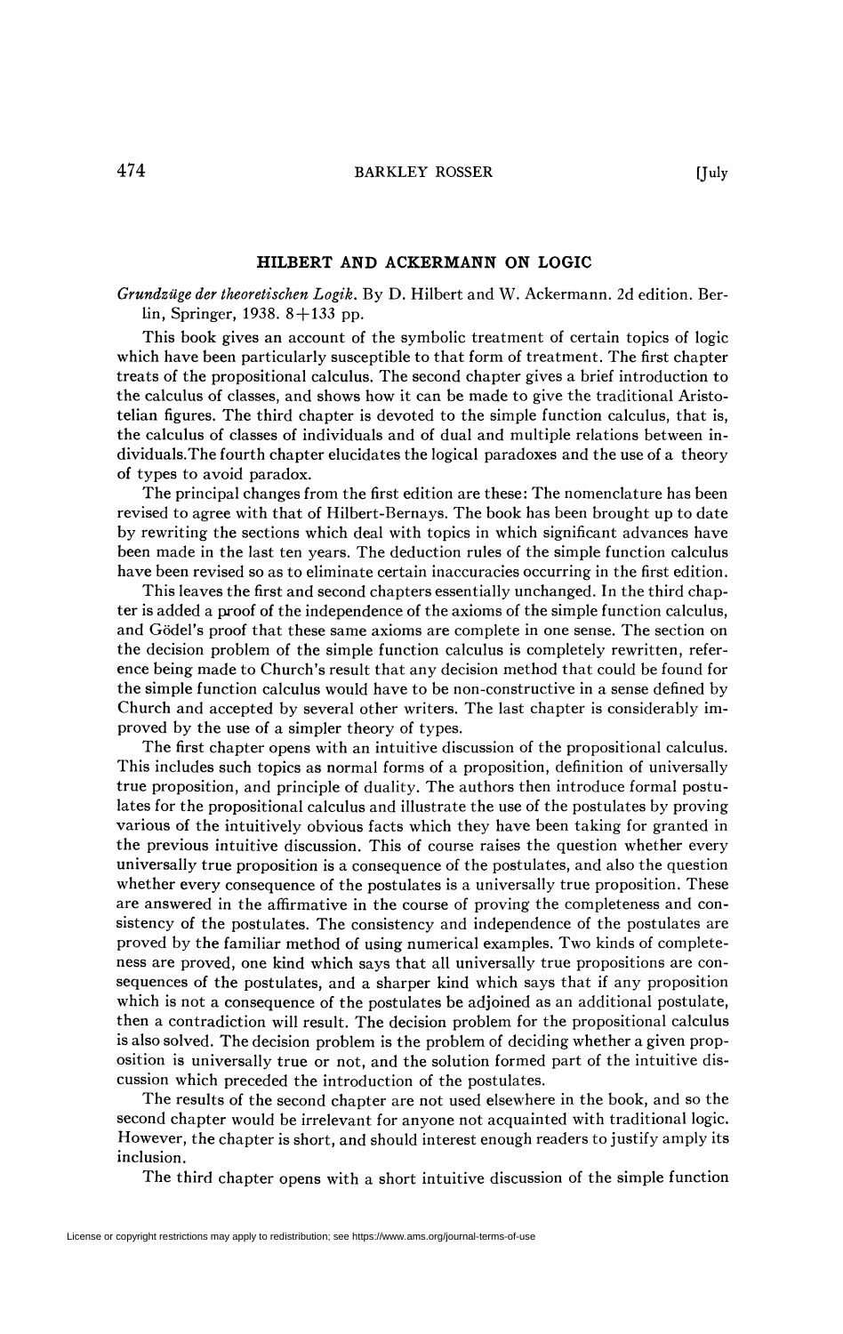## HILBERT AND ACKERMANN ON LOGIC

*Grundzüge der theoretischen Logik.* By D. Hilbert and W. Ackermann. 2d edition. Berlin, Springer, 1938. 8+133 pp.

This book gives an account of the symbolic treatment of certain topics of logic which have been particularly susceptible to that form of treatment. The first chapter treats of the propositional calculus. The second chapter gives a brief introduction to the calculus of classes, and shows how it can be made to give the traditional Aristotelian figures. The third chapter is devoted to the simple function calculus, that is, the calculus of classes of individuals and of dual and multiple relations between individuals. The fourth chapter elucidates the logical paradoxes and the use of a theory of types to avoid paradox.

The principal changes from the first edition are these: The nomenclature has been revised to agree with that of Hilbert-Bernays. The book has been brought up to date by rewriting the sections which deal with topics in which significant advances have been made in the last ten years. The deduction rules of the simple function calculus have been revised so as to eliminate certain inaccuracies occurring in the first edition.

This leaves the first and second chapters essentially unchanged. In the third chapter is added a proof of the independence of the axioms of the simple function calculus, and Gödel's proof that these same axioms are complete in one sense. The section on the decision problem of the simple function calculus is completely rewritten, reference being made to Church's result that any decision method that could be found for the simple function calculus would have to be non-constructive in a sense defined by Church and accepted by several other writers. The last chapter is considerably improved by the use of a simpler theory of types.

The first chapter opens with an intuitive discussion of the propositional calculus. This includes such topics as normal forms of a proposition, definition of universally true proposition, and principle of duality. The authors then introduce formal postulates for the propositional calculus and illustrate the use of the postulates by proving various of the intuitively obvious facts which they have been taking for granted in the previous intuitive discussion. This of course raises the question whether every universally true proposition is a consequence of the postulates, and also the question whether every consequence of the postulates is a universally true proposition. These are answered in the affirmative in the course of proving the completeness and consistency of the postulates. The consistency and independence of the postulates are proved by the familiar method of using numerical examples. Two kinds of completeness are proved, one kind which says that all universally true propositions are consequences of the postulates, and a sharper kind which says that if any proposition which is not a consequence of the postulates be adjoined as an additional postulate, then a contradiction will result. The decision problem for the propositional calculus is also solved. The decision problem is the problem of deciding whether a given proposition is universally true or not, and the solution formed part of the intuitive discussion which preceded the introduction of the postulates.

The results of the second chapter are not used elsewhere in the book, and so the second chapter would be irrelevant for anyone not acquainted with traditional logic. However, the chapter is short, and should interest enough readers to justify amply its inclusion.

The third chapter opens with a short intuitive discussion of the simple function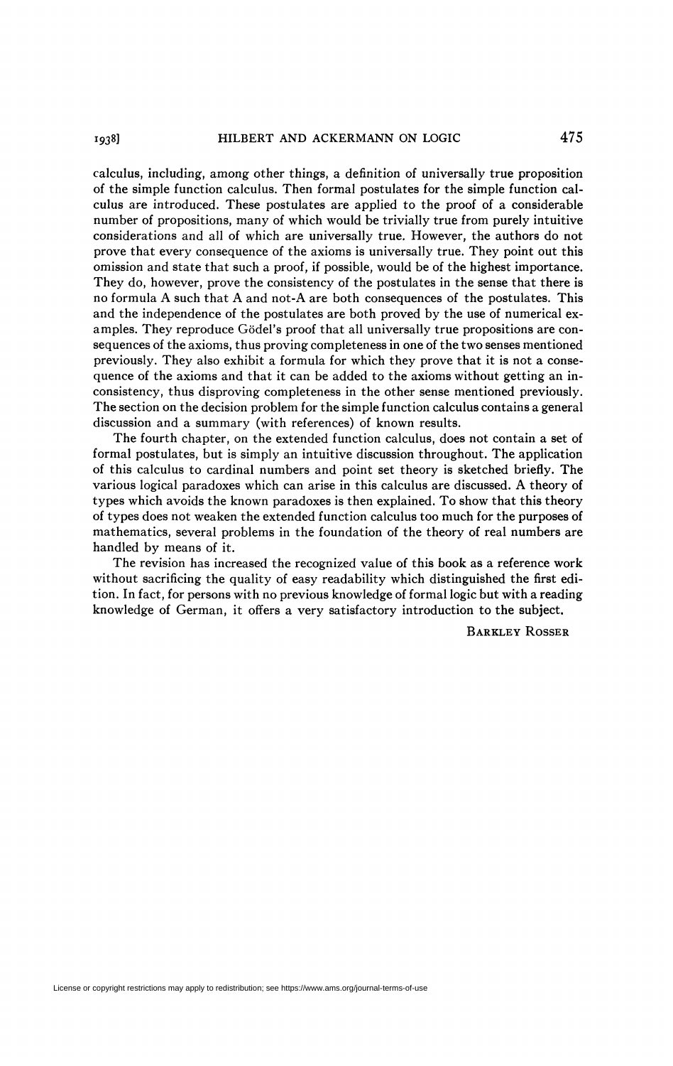calculus, including, among other things, a definition of universally true proposition of the simple function calculus. Then formal postulates for the simple function calculus are introduced. These postulates are applied to the proof of a considerable number of propositions, many of which would be trivially true from purely intuitive considerations and all of which are universally true. However, the authors do not prove that every consequence of the axioms is universally true. They point out this omission and state that such a proof, if possible, would be of the highest importance. They do, however, prove the consistency of the postulates in the sense that there is no formula A such that A and not-A are both consequences of the postulates. This and the independence of the postulates are both proved by the use of numerical examples. They reproduce Gödel's proof that all universally true propositions are consequences of the axioms, thus proving completeness in one of the two senses mentioned previously. They also exhibit a formula for which they prove that it is not a consequence of the axioms and that it can be added to the axioms without getting an inconsistency, thus disproving completeness in the other sense mentioned previously. The section on the decision problem for the simple function calculus contains a general discussion and a summary (with references) of known results.

The fourth chapter, on the extended function calculus, does not contain a set of formal postulates, but is simply an intuitive discussion throughout. The application of this calculus to cardinal numbers and point set theory is sketched briefly. The various logical paradoxes which can arise in this calculus are discussed. A theory of types which avoids the known paradoxes is then explained. To show that this theory of types does not weaken the extended function calculus too much for the purposes of mathematics, several problems in the foundation of the theory of real numbers are handled by means of it.

The revision has increased the recognized value of this book as a reference work without sacrificing the quality of easy readability which distinguished the first edition. In fact, for persons with no previous knowledge of formal logic but with a reading knowledge of German, it offers a very satisfactory introduction to the subject.

BARKLEY ROSSER